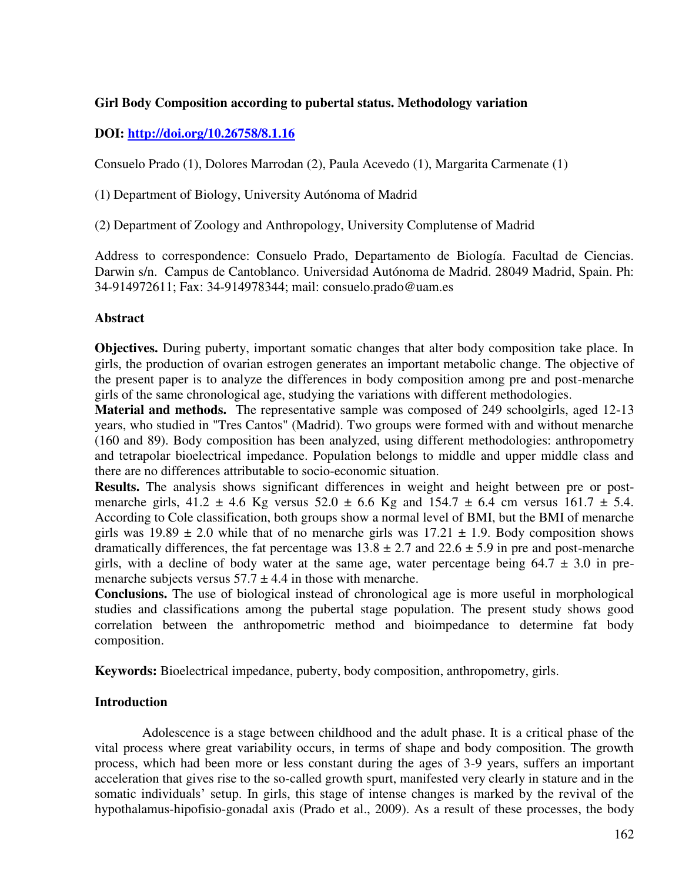**Girl Body Composition according to pubertal status. Methodology variation**

**DOI: [http://doi.org/10.26758/8.1.16](http://doi.org/10.26758/8.1.16)**

Consuelo Prado (1), Dolores Marrodan (2), Paula Acevedo (1), Margarita Carmenate (1)

(1) Department of Biology, University Autónoma of Madrid

(2) Department of Zoology and Anthropology, University Complutense of Madrid

Address to correspondence: Consuelo Prado, Departamento de Biología. Facultad de Ciencias. Darwin s/n. Campus de Cantoblanco. Universidad Autónoma de Madrid. 28049 Madrid, Spain. Ph: 34-914972611; Fax: 34-914978344; mail: consuelo.prado@uam.es

**Abstract**

**Objectives.** During puberty, important somatic changes that alter body composition take place. In girls, the production of ovarian estrogen generates an important metabolic change. The objective of the present paper is to analyze the differences in body composition among pre and post-menarche girls of the same chronological age, studying the variations with different methodologies.

**Material and methods.** The representative sample was composed of 249 schoolgirls, aged 12-13 years, who studied in "Tres Cantos" (Madrid). Two groups were formed with and without menarche (160 and 89). Body composition has been analyzed, using different methodologies: anthropometry and tetrapolar bioelectrical impedance. Population belongs to middle and upper middle class and there are no differences attributable to socio-economic situation.

**Results.** The analysis shows significant differences in weight and height between pre or post-menarche girls, 41.2 ± 4.6 Kg versus 52.0 ± 6.6 Kg and 154.7 ± 6.4 cm versus 161.7 ± 5.4. According to Cole classification, both groups show a normal level of BMI, but the BMI of menarche girls was 19.89 ± 2.0 while that of no menarche girls was 17.21 ± 1.9. Body composition shows dramatically differences, the fat percentage was 13.8 ± 2.7 and 22.6 ± 5.9 in pre and post-menarche girls, with a decline of body water at the same age, water percentage being 64.7 ± 3.0 in pre-menarche subjects versus 57.7 ± 4.4 in those with menarche.

**Conclusions.** The use of biological instead of chronological age is more useful in morphological studies and classifications among the pubertal stage population. The present study shows good correlation between the anthropometric method and bioimpedance to determine fat body composition.

**Keywords:** Bioelectrical impedance, puberty, body composition, anthropometry, girls.

**Introduction**

Adolescence is a stage between childhood and the adult phase. It is a critical phase of the vital process where great variability occurs, in terms of shape and body composition. The growth process, which had been more or less constant during the ages of 3-9 years, suffers an important acceleration that gives rise to the so-called growth spurt, manifested very clearly in stature and in the somatic individuals' setup. In girls, this stage of intense changes is marked by the revival of the hypothalamus-hipofisio-gonadal axis (Prado et al., 2009). As a result of these processes, the body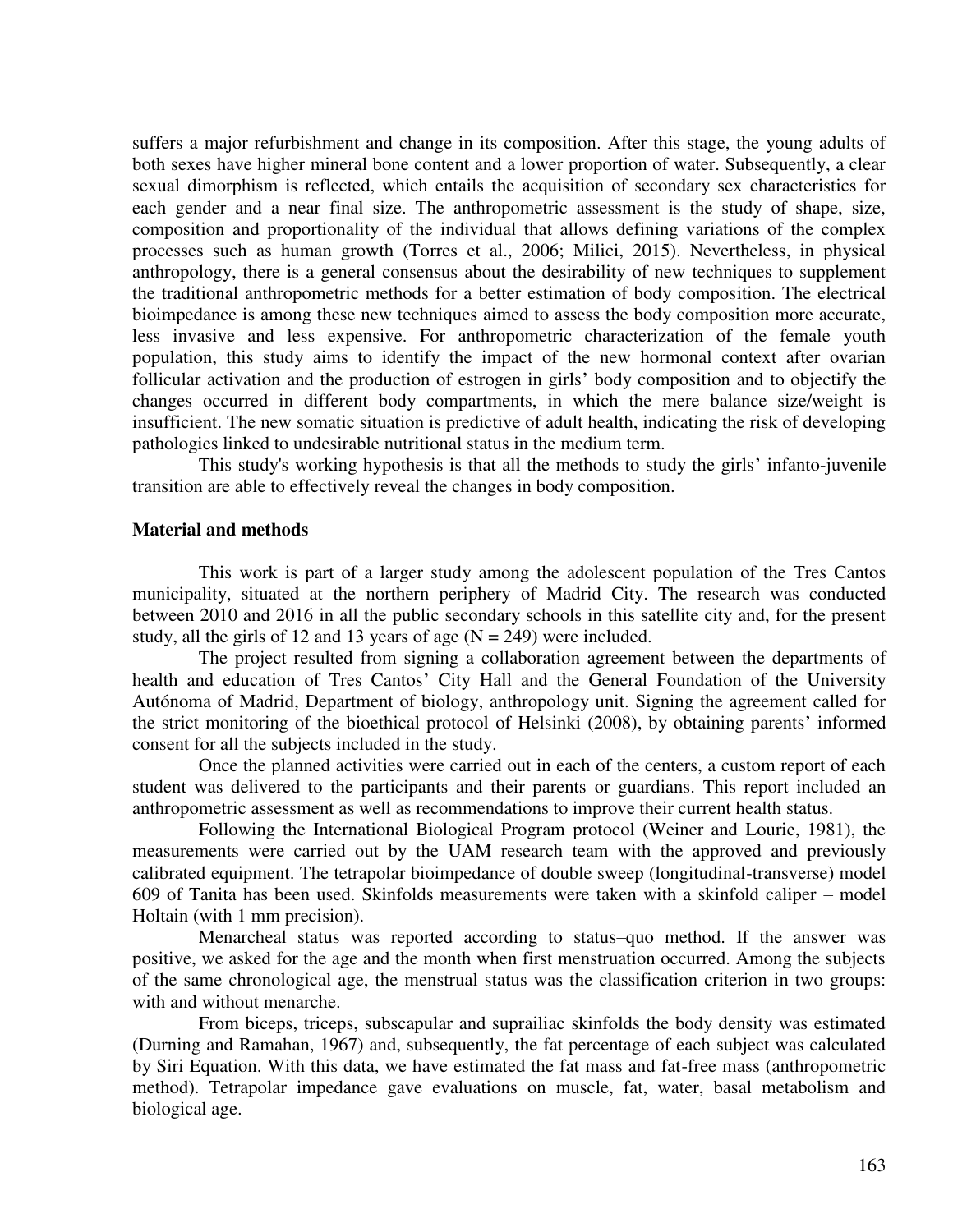suffers a major refurbishment and change in its composition. After this stage, the young adults of both sexes have higher mineral bone content and a lower proportion of water. Subsequently, a clear sexual dimorphism is reflected, which entails the acquisition of secondary sex characteristics for each gender and a near final size. The anthropometric assessment is the study of shape, size, composition and proportionality of the individual that allows defining variations of the complex processes such as human growth (Torres et al., 2006; Milici, 2015). Nevertheless, in physical anthropology, there is a general consensus about the desirability of new techniques to supplement the traditional anthropometric methods for a better estimation of body composition. The electrical bioimpedance is among these new techniques aimed to assess the body composition more accurate, less invasive and less expensive. For anthropometric characterization of the female youth population, this study aims to identify the impact of the new hormonal context after ovarian follicular activation and the production of estrogen in girls' body composition and to objectify the changes occurred in different body compartments, in which the mere balance size/weight is insufficient. The new somatic situation is predictive of adult health, indicating the risk of developing pathologies linked to undesirable nutritional status in the medium term.

This study's working hypothesis is that all the methods to study the girls' infanto-juvenile transition are able to effectively reveal the changes in body composition.

## Material and methods

This work is part of a larger study among the adolescent population of the Tres Cantos municipality, situated at the northern periphery of Madrid City. The research was conducted between 2010 and 2016 in all the public secondary schools in this satellite city and, for the present study, all the girls of 12 and 13 years of age (N = 249) were included.

The project resulted from signing a collaboration agreement between the departments of health and education of Tres Cantos' City Hall and the General Foundation of the University Autónoma of Madrid, Department of biology, anthropology unit. Signing the agreement called for the strict monitoring of the bioethical protocol of Helsinki (2008), by obtaining parents' informed consent for all the subjects included in the study.

Once the planned activities were carried out in each of the centers, a custom report of each student was delivered to the participants and their parents or guardians. This report included an anthropometric assessment as well as recommendations to improve their current health status.

Following the International Biological Program protocol (Weiner and Lourie, 1981), the measurements were carried out by the UAM research team with the approved and previously calibrated equipment. The tetrapolar bioimpedance of double sweep (longitudinal-transverse) model 609 of Tanita has been used. Skinfolds measurements were taken with a skinfold caliper – model Holtain (with 1 mm precision).

Menarcheal status was reported according to status–quo method. If the answer was positive, we asked for the age and the month when first menstruation occurred. Among the subjects of the same chronological age, the menstrual status was the classification criterion in two groups: with and without menarche.

From biceps, triceps, subscapular and suprailiac skinfolds the body density was estimated (Durning and Ramahan, 1967) and, subsequently, the fat percentage of each subject was calculated by Siri Equation. With this data, we have estimated the fat mass and fat-free mass (anthropometric method). Tetrapolar impedance gave evaluations on muscle, fat, water, basal metabolism and biological age.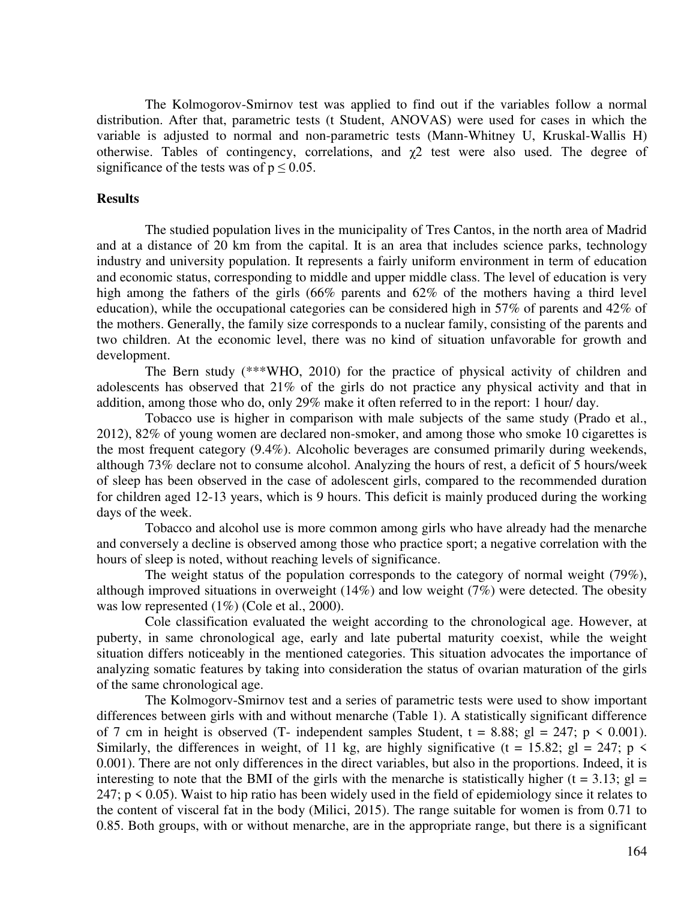The Kolmogorov-Smirnov test was applied to find out if the variables follow a normal distribution. After that, parametric tests (t Student, ANOVAS) were used for cases in which the variable is adjusted to normal and non-parametric tests (Mann-Whitney U, Kruskal-Wallis H) otherwise. Tables of contingency, correlations, and $\chi 2$ test were also used. The degree of significance of the tests was of $p \leq 0.05$.

**Results**

The studied population lives in the municipality of Tres Cantos, in the north area of Madrid and at a distance of 20 km from the capital. It is an area that includes science parks, technology industry and university population. It represents a fairly uniform environment in term of education and economic status, corresponding to middle and upper middle class. The level of education is very high among the fathers of the girls (66% parents and 62% of the mothers having a third level education), while the occupational categories can be considered high in 57% of parents and 42% of the mothers. Generally, the family size corresponds to a nuclear family, consisting of the parents and two children. At the economic level, there was no kind of situation unfavorable for growth and development.

The Bern study (***WHO, 2010) for the practice of physical activity of children and adolescents has observed that 21% of the girls do not practice any physical activity and that in addition, among those who do, only 29% make it often referred to in the report: 1 hour/ day.

Tobacco use is higher in comparison with male subjects of the same study (Prado et al., 2012), 82% of young women are declared non-smoker, and among those who smoke 10 cigarettes is the most frequent category (9.4%). Alcoholic beverages are consumed primarily during weekends, although 73% declare not to consume alcohol. Analyzing the hours of rest, a deficit of 5 hours/week of sleep has been observed in the case of adolescent girls, compared to the recommended duration for children aged 12-13 years, which is 9 hours. This deficit is mainly produced during the working days of the week.

Tobacco and alcohol use is more common among girls who have already had the menarche and conversely a decline is observed among those who practice sport; a negative correlation with the hours of sleep is noted, without reaching levels of significance.

The weight status of the population corresponds to the category of normal weight (79%), although improved situations in overweight (14%) and low weight (7%) were detected. The obesity was low represented (1%) (Cole et al., 2000).

Cole classification evaluated the weight according to the chronological age. However, at puberty, in same chronological age, early and late pubertal maturity coexist, while the weight situation differs noticeably in the mentioned categories. This situation advocates the importance of analyzing somatic features by taking into consideration the status of ovarian maturation of the girls of the same chronological age.

The Kolmogorv-Smirnov test and a series of parametric tests were used to show important differences between girls with and without menarche (Table 1). A statistically significant difference of 7 cm in height is observed (T- independent samples Student, $t = 8.88$; $gl = 247$; $p < 0.001$). Similarly, the differences in weight, of 11 kg, are highly significative ($t = 15.82$; $gl = 247$; $p < 0.001$). There are not only differences in the direct variables, but also in the proportions. Indeed, it is interesting to note that the BMI of the girls with the menarche is statistically higher ($t = 3.13$; $gl = 247$; $p < 0.05$). Waist to hip ratio has been widely used in the field of epidemiology since it relates to the content of visceral fat in the body (Milici, 2015). The range suitable for women is from 0.71 to 0.85. Both groups, with or without menarche, are in the appropriate range, but there is a significant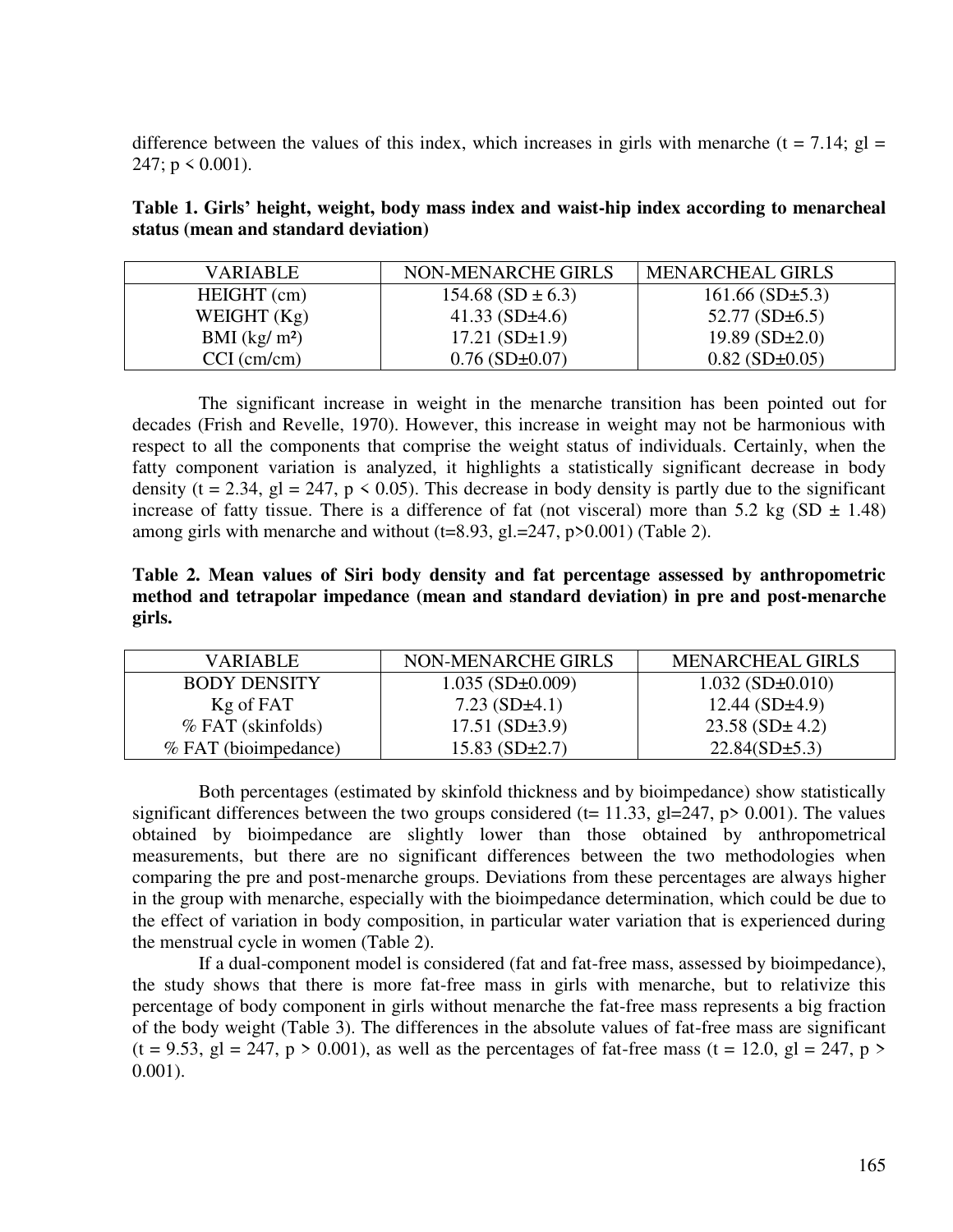difference between the values of this index, which increases in girls with menarche ($t = 7.14$; gl = 247; $p < 0.001$).

**Table 1. Girls' height, weight, body mass index and waist-hip index according to menarcheal status (mean and standard deviation)**

| VARIABLE | NON-MENARCHE GIRLS | MENARCHEAL GIRLS |
|---|---|---|
| HEIGHT (cm) | 154.68 (SD ± 6.3) | 161.66 (SD±5.3) |
| WEIGHT (Kg) | 41.33 (SD±4.6) | 52.77 (SD±6.5) |
| BMI (kg/ m²) | 17.21 (SD±1.9) | 19.89 (SD±2.0) |
| CCI (cm/cm) | 0.76 (SD±0.07) | 0.82 (SD±0.05) |

The significant increase in weight in the menarche transition has been pointed out for decades (Frish and Revelle, 1970). However, this increase in weight may not be harmonious with respect to all the components that comprise the weight status of individuals. Certainly, when the fatty component variation is analyzed, it highlights a statistically significant decrease in body density ($t = 2.34$, gl = 247, $p < 0.05$). This decrease in body density is partly due to the significant increase of fatty tissue. There is a difference of fat (not visceral) more than 5.2 kg (SD ± 1.48) among girls with menarche and without ($t=8.93$, gl.=247, $p>0.001$) (Table 2).

**Table 2. Mean values of Siri body density and fat percentage assessed by anthropometric method and tetrapolar impedance (mean and standard deviation) in pre and post-menarche girls.**

| VARIABLE | NON-MENARCHE GIRLS | MENARCHEAL GIRLS |
|---|---|---|
| BODY DENSITY | 1.035 (SD±0.009) | 1.032 (SD±0.010) |
| Kg of FAT | 7.23 (SD±4.1) | 12.44 (SD±4.9) |
| % FAT (skinfolds) | 17.51 (SD±3.9) | 23.58 (SD± 4.2) |
| % FAT (bioimpedance) | 15.83 (SD±2.7) | 22.84(SD±5.3) |

Both percentages (estimated by skinfold thickness and by bioimpedance) show statistically significant differences between the two groups considered ($t= 11.33$, gl=247, $p> 0.001$). The values obtained by bioimpedance are slightly lower than those obtained by anthropometrical measurements, but there are no significant differences between the two methodologies when comparing the pre and post-menarche groups. Deviations from these percentages are always higher in the group with menarche, especially with the bioimpedance determination, which could be due to the effect of variation in body composition, in particular water variation that is experienced during the menstrual cycle in women (Table 2).

If a dual-component model is considered (fat and fat-free mass, assessed by bioimpedance), the study shows that there is more fat-free mass in girls with menarche, but to relativize this percentage of body component in girls without menarche the fat-free mass represents a big fraction of the body weight (Table 3). The differences in the absolute values of fat-free mass are significant ($t = 9.53$, gl = 247, $p > 0.001$), as well as the percentages of fat-free mass ($t = 12.0$, gl = 247, $p > 0.001$).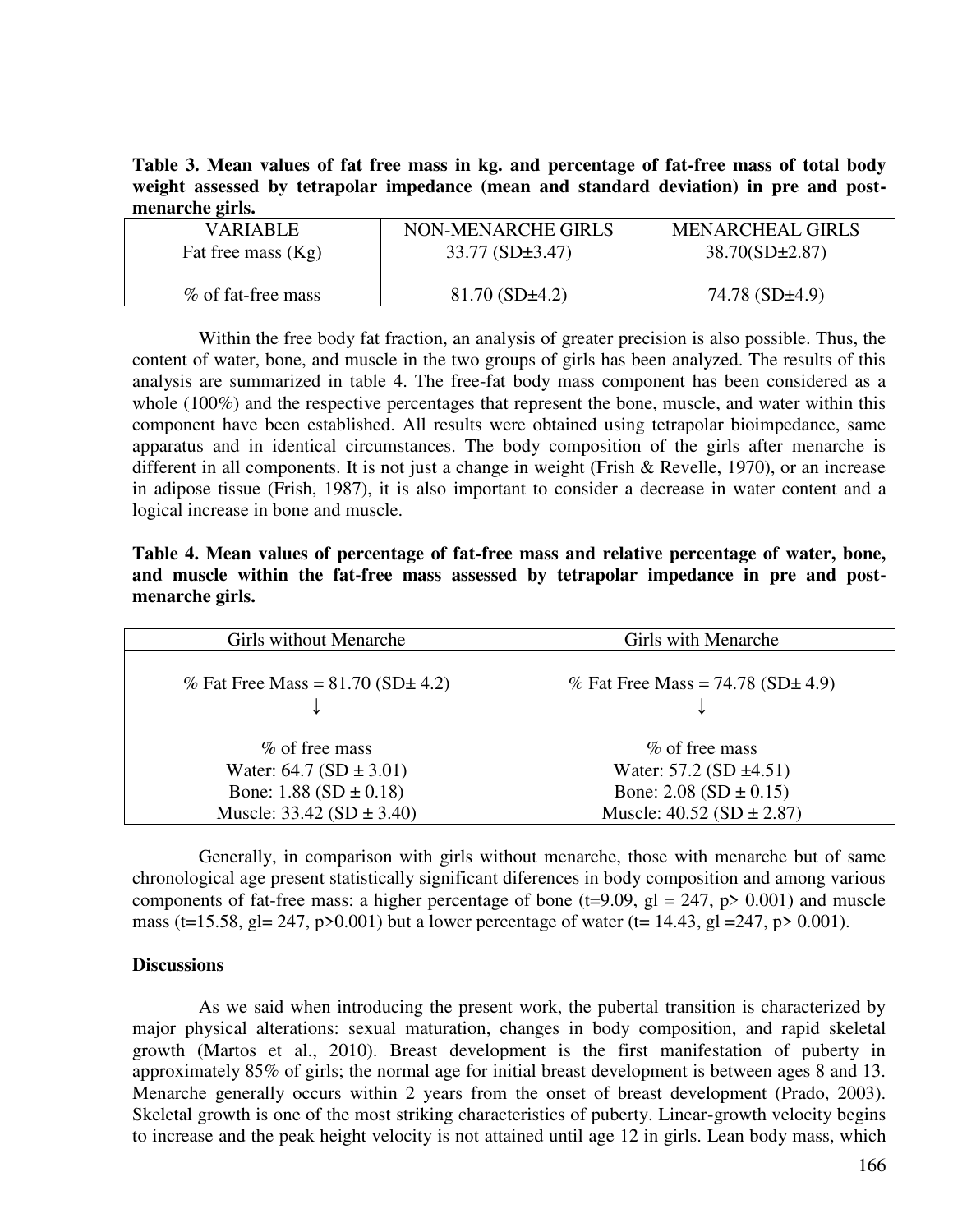**Table 3. Mean values of fat free mass in kg. and percentage of fat-free mass of total body weight assessed by tetrapolar impedance (mean and standard deviation) in pre and post-menarche girls.**

| VARIABLE | NON-MENARCHE GIRLS | MENARCHEAL GIRLS |
|---|---|---|
| Fat free mass (Kg)<br><br>% of fat-free mass | 33.77 (SD±3.47)<br><br>81.70 (SD±4.2) | 38.70(SD±2.87)<br><br>74.78 (SD±4.9) |

Within the free body fat fraction, an analysis of greater precision is also possible. Thus, the content of water, bone, and muscle in the two groups of girls has been analyzed. The results of this analysis are summarized in table 4. The free-fat body mass component has been considered as a whole (100%) and the respective percentages that represent the bone, muscle, and water within this component have been established. All results were obtained using tetrapolar bioimpedance, same apparatus and in identical circumstances. The body composition of the girls after menarche is different in all components. It is not just a change in weight (Frish & Revelle, 1970), or an increase in adipose tissue (Frish, 1987), it is also important to consider a decrease in water content and a logical increase in bone and muscle.

**Table 4. Mean values of percentage of fat-free mass and relative percentage of water, bone, and muscle within the fat-free mass assessed by tetrapolar impedance in pre and post-menarche girls.**

| Girls without Menarche | Girls with Menarche |
|---|---|
| % Fat Free Mass = 81.70 (SD± 4.2)<br>↓ | % Fat Free Mass = 74.78 (SD± 4.9)<br>↓ |
| % of free mass<br>Water: 64.7 (SD ± 3.01)<br>Bone: 1.88 (SD ± 0.18)<br>Muscle: 33.42 (SD ± 3.40) | % of free mass<br>Water: 57.2 (SD ±4.51)<br>Bone: 2.08 (SD ± 0.15)<br>Muscle: 40.52 (SD ± 2.87) |

Generally, in comparison with girls without menarche, those with menarche but of same chronological age present statistically significant diferences in body composition and among various components of fat-free mass: a higher percentage of bone ($t=9.09$, $gl = 247$, $p> 0.001$) and muscle mass ($t=15.58$, $gl= 247$, $p>0.001$) but a lower percentage of water ($t= 14.43$, $gl =247$, $p> 0.001$).

**Discussions**

As we said when introducing the present work, the pubertal transition is characterized by major physical alterations: sexual maturation, changes in body composition, and rapid skeletal growth (Martos et al., 2010). Breast development is the first manifestation of puberty in approximately 85% of girls; the normal age for initial breast development is between ages 8 and 13. Menarche generally occurs within 2 years from the onset of breast development (Prado, 2003). Skeletal growth is one of the most striking characteristics of puberty. Linear-growth velocity begins to increase and the peak height velocity is not attained until age 12 in girls. Lean body mass, which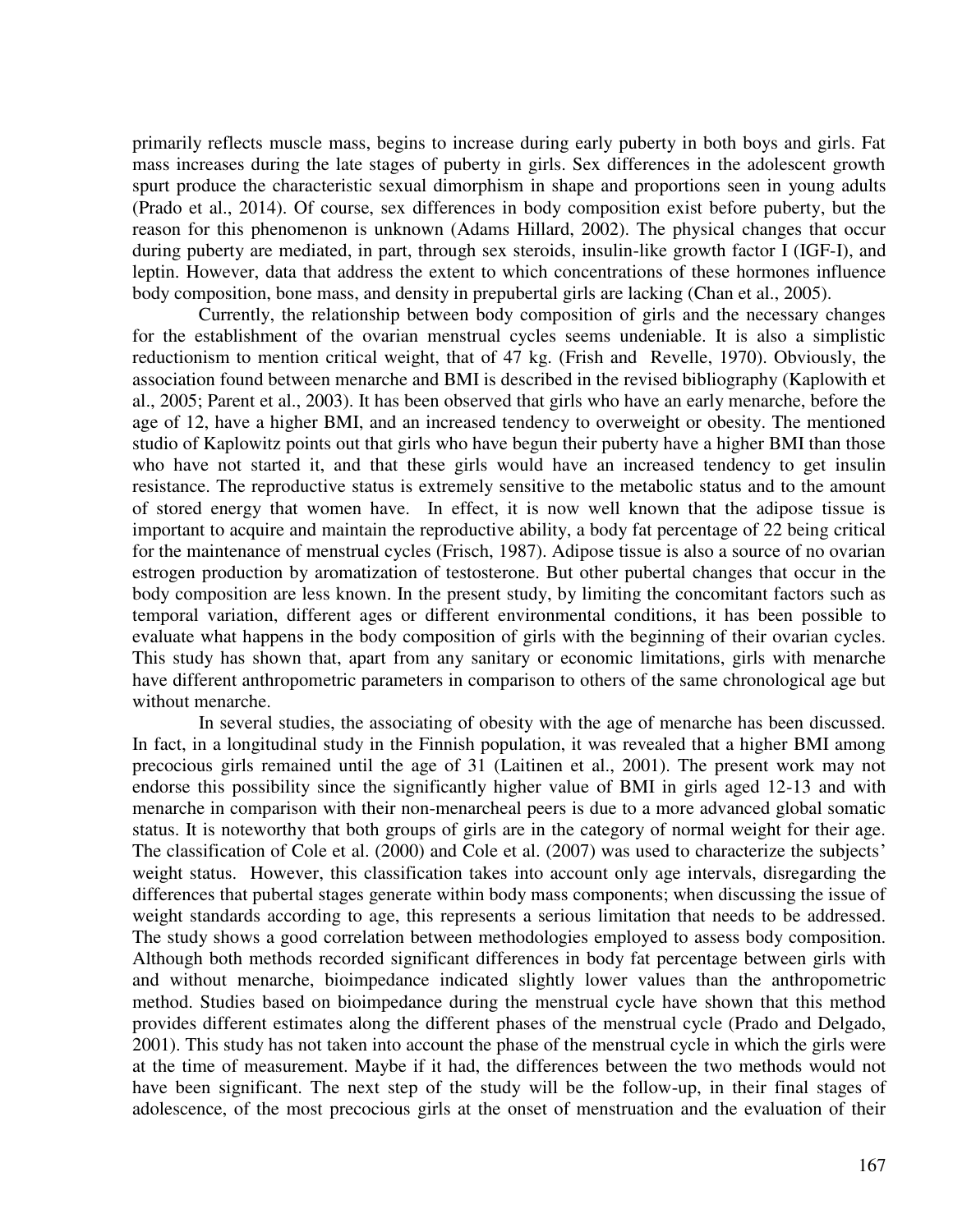primarily reflects muscle mass, begins to increase during early puberty in both boys and girls. Fat mass increases during the late stages of puberty in girls. Sex differences in the adolescent growth spurt produce the characteristic sexual dimorphism in shape and proportions seen in young adults (Prado et al., 2014). Of course, sex differences in body composition exist before puberty, but the reason for this phenomenon is unknown (Adams Hillard, 2002). The physical changes that occur during puberty are mediated, in part, through sex steroids, insulin-like growth factor I (IGF-I), and leptin. However, data that address the extent to which concentrations of these hormones influence body composition, bone mass, and density in prepubertal girls are lacking (Chan et al., 2005).

Currently, the relationship between body composition of girls and the necessary changes for the establishment of the ovarian menstrual cycles seems undeniable. It is also a simplistic reductionism to mention critical weight, that of 47 kg. (Frish and Revelle, 1970). Obviously, the association found between menarche and BMI is described in the revised bibliography (Kaplowith et al., 2005; Parent et al., 2003). It has been observed that girls who have an early menarche, before the age of 12, have a higher BMI, and an increased tendency to overweight or obesity. The mentioned studio of Kaplowitz points out that girls who have begun their puberty have a higher BMI than those who have not started it, and that these girls would have an increased tendency to get insulin resistance. The reproductive status is extremely sensitive to the metabolic status and to the amount of stored energy that women have. In effect, it is now well known that the adipose tissue is important to acquire and maintain the reproductive ability, a body fat percentage of 22 being critical for the maintenance of menstrual cycles (Frisch, 1987). Adipose tissue is also a source of no ovarian estrogen production by aromatization of testosterone. But other pubertal changes that occur in the body composition are less known. In the present study, by limiting the concomitant factors such as temporal variation, different ages or different environmental conditions, it has been possible to evaluate what happens in the body composition of girls with the beginning of their ovarian cycles. This study has shown that, apart from any sanitary or economic limitations, girls with menarche have different anthropometric parameters in comparison to others of the same chronological age but without menarche.

In several studies, the associating of obesity with the age of menarche has been discussed. In fact, in a longitudinal study in the Finnish population, it was revealed that a higher BMI among precocious girls remained until the age of 31 (Laitinen et al., 2001). The present work may not endorse this possibility since the significantly higher value of BMI in girls aged 12-13 and with menarche in comparison with their non-menarcheal peers is due to a more advanced global somatic status. It is noteworthy that both groups of girls are in the category of normal weight for their age. The classification of Cole et al. (2000) and Cole et al. (2007) was used to characterize the subjects' weight status. However, this classification takes into account only age intervals, disregarding the differences that pubertal stages generate within body mass components; when discussing the issue of weight standards according to age, this represents a serious limitation that needs to be addressed. The study shows a good correlation between methodologies employed to assess body composition. Although both methods recorded significant differences in body fat percentage between girls with and without menarche, bioimpedance indicated slightly lower values than the anthropometric method. Studies based on bioimpedance during the menstrual cycle have shown that this method provides different estimates along the different phases of the menstrual cycle (Prado and Delgado, 2001). This study has not taken into account the phase of the menstrual cycle in which the girls were at the time of measurement. Maybe if it had, the differences between the two methods would not have been significant. The next step of the study will be the follow-up, in their final stages of adolescence, of the most precocious girls at the onset of menstruation and the evaluation of their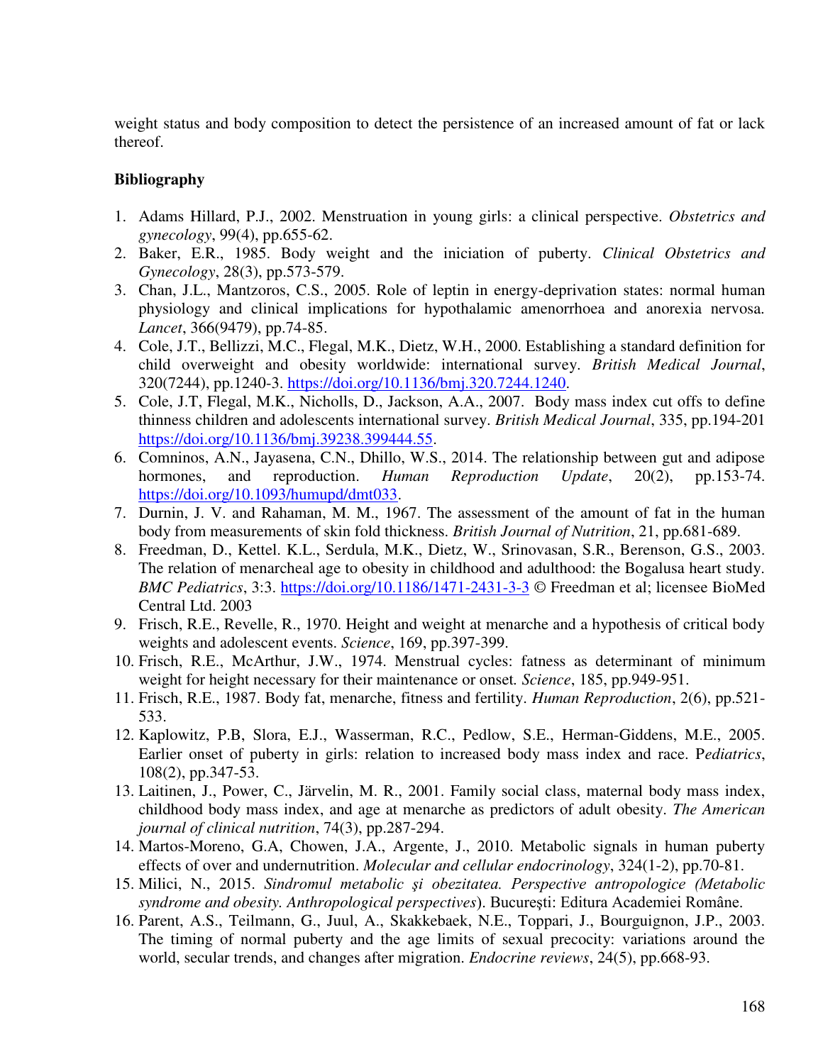weight status and body composition to detect the persistence of an increased amount of fat or lack thereof.

**Bibliography**

1. Adams Hillard, P.J., 2002. Menstruation in young girls: a clinical perspective. *Obstetrics and gynecology*, 99(4), pp.655-62.
2. Baker, E.R., 1985. Body weight and the iniciation of puberty. *Clinical Obstetrics and Gynecology*, 28(3), pp.573-579.
3. Chan, J.L., Mantzoros, C.S., 2005. Role of leptin in energy-deprivation states: normal human physiology and clinical implications for hypothalamic amenorrhoea and anorexia nervosa. *Lancet*, 366(9479), pp.74-85.
4. Cole, J.T., Bellizzi, M.C., Flegal, M.K., Dietz, W.H., 2000. Establishing a standard definition for child overweight and obesity worldwide: international survey. *British Medical Journal*, 320(7244), pp.1240-3. https://doi.org/10.1136/bmj.320.7244.1240.
5. Cole, J.T, Flegal, M.K., Nicholls, D., Jackson, A.A., 2007. Body mass index cut offs to define thinness children and adolescents international survey. *British Medical Journal*, 335, pp.194-201 https://doi.org/10.1136/bmj.39238.399444.55.
6. Comninos, A.N., Jayasena, C.N., Dhillo, W.S., 2014. The relationship between gut and adipose hormones, and reproduction. *Human Reproduction Update*, 20(2), pp.153-74. https://doi.org/10.1093/humupd/dmt033.
7. Durnin, J. V. and Rahaman, M. M., 1967. The assessment of the amount of fat in the human body from measurements of skin fold thickness. *British Journal of Nutrition*, 21, pp.681-689.
8. Freedman, D., Kettel. K.L., Serdula, M.K., Dietz, W., Srinovasan, S.R., Berenson, G.S., 2003. The relation of menarcheal age to obesity in childhood and adulthood: the Bogalusa heart study. *BMC Pediatrics*, 3:3. https://doi.org/10.1186/1471-2431-3-3 © Freedman et al; licensee BioMed Central Ltd. 2003
9. Frisch, R.E., Revelle, R., 1970. Height and weight at menarche and a hypothesis of critical body weights and adolescent events. *Science*, 169, pp.397-399.
10. Frisch, R.E., McArthur, J.W., 1974. Menstrual cycles: fatness as determinant of minimum weight for height necessary for their maintenance or onset. *Science*, 185, pp.949-951.
11. Frisch, R.E., 1987. Body fat, menarche, fitness and fertility. *Human Reproduction*, 2(6), pp.521-533.
12. Kaplowitz, P.B, Slora, E.J., Wasserman, R.C., Pedlow, S.E., Herman-Giddens, M.E., 2005. Earlier onset of puberty in girls: relation to increased body mass index and race. P*ediatrics*, 108(2), pp.347-53.
13. Laitinen, J., Power, C., Järvelin, M. R., 2001. Family social class, maternal body mass index, childhood body mass index, and age at menarche as predictors of adult obesity. *The American journal of clinical nutrition*, 74(3), pp.287-294.
14. Martos-Moreno, G.A, Chowen, J.A., Argente, J., 2010. Metabolic signals in human puberty effects of over and undernutrition. *Molecular and cellular endocrinology*, 324(1-2), pp.70-81.
15. Milici, N., 2015. *Sindromul metabolic şi obezitatea. Perspective antropologice (Metabolic syndrome and obesity. Anthropological perspectives*). Bucureşti: Editura Academiei Române.
16. Parent, A.S., Teilmann, G., Juul, A., Skakkebaek, N.E., Toppari, J., Bourguignon, J.P., 2003. The timing of normal puberty and the age limits of sexual precocity: variations around the world, secular trends, and changes after migration. *Endocrine reviews*, 24(5), pp.668-93.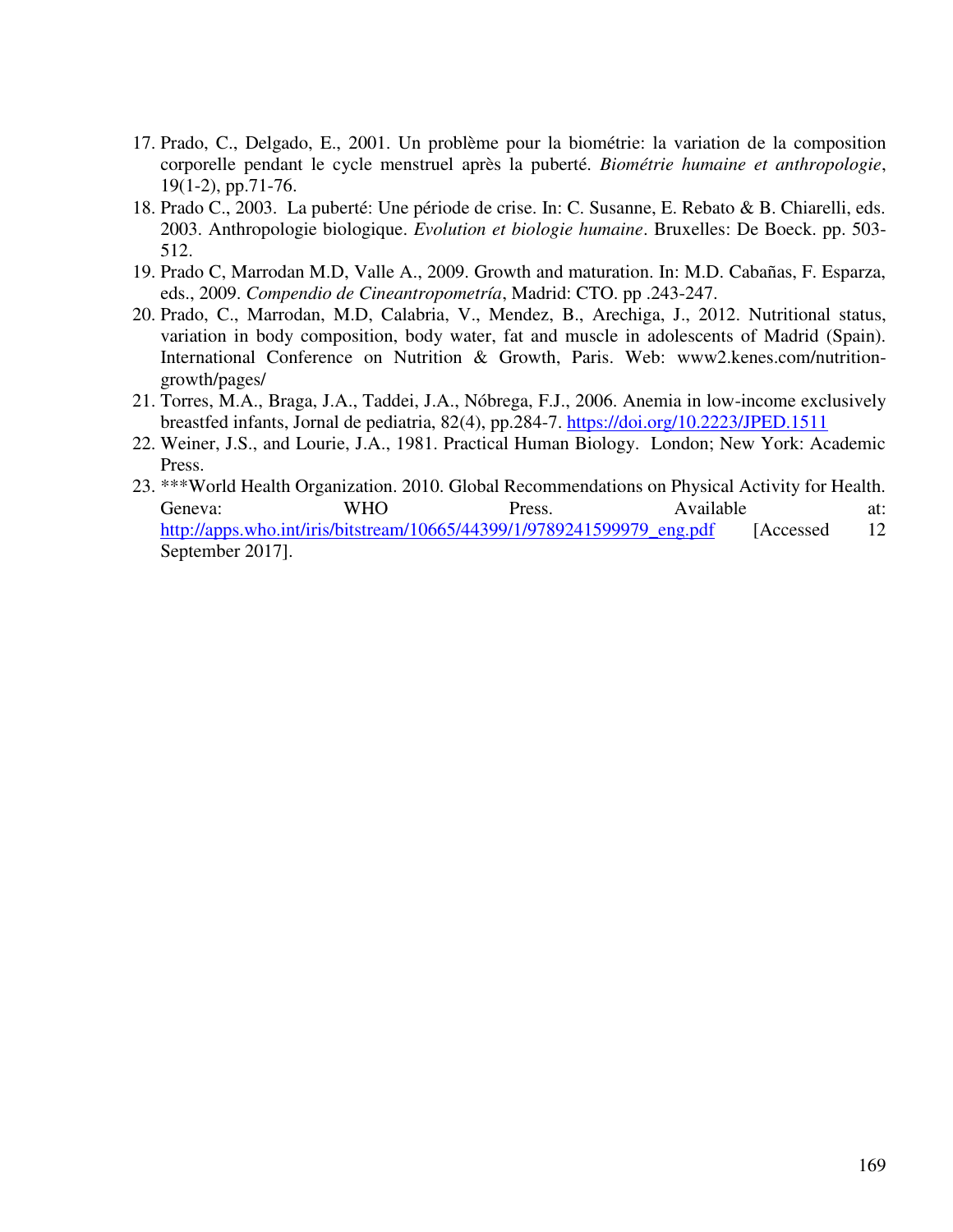17. Prado, C., Delgado, E., 2001. Un problème pour la biométrie: la variation de la composition corporelle pendant le cycle menstruel après la puberté. *Biométrie humaine et anthropologie*, 19(1-2), pp.71-76.
18. Prado C., 2003. La puberté: Une période de crise. In: C. Susanne, E. Rebato & B. Chiarelli, eds. 2003. Anthropologie biologique. *Evolution et biologie humaine*. Bruxelles: De Boeck. pp. 503-512.
19. Prado C, Marrodan M.D, Valle A., 2009. Growth and maturation. In: M.D. Cabañas, F. Esparza, eds., 2009. *Compendio de Cineantropometría*, Madrid: CTO. pp .243-247.
20. Prado, C., Marrodan, M.D, Calabria, V., Mendez, B., Arechiga, J., 2012. Nutritional status, variation in body composition, body water, fat and muscle in adolescents of Madrid (Spain). International Conference on Nutrition & Growth, Paris. Web: www2.kenes.com/nutrition-growth/pages/
21. Torres, M.A., Braga, J.A., Taddei, J.A., Nóbrega, F.J., 2006. Anemia in low-income exclusively breastfed infants, Jornal de pediatria, 82(4), pp.284-7. https://doi.org/10.2223/JPED.1511
22. Weiner, J.S., and Lourie, J.A., 1981. Practical Human Biology. London; New York: Academic Press.
23. ***World Health Organization. 2010. Global Recommendations on Physical Activity for Health. Geneva: WHO Press. Available at: http://apps.who.int/iris/bitstream/10665/44399/1/9789241599979_eng.pdf [Accessed 12 September 2017].